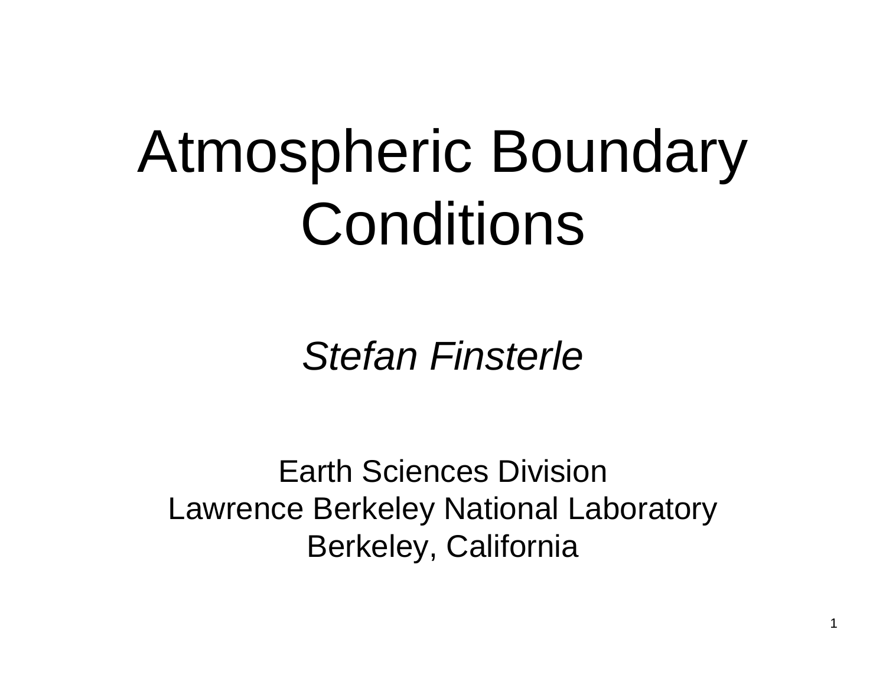# Atmospheric Boundary Conditions

*Stefan Finsterle*

Earth Sciences Division
Lawrence Berkeley National Laboratory
Berkeley, California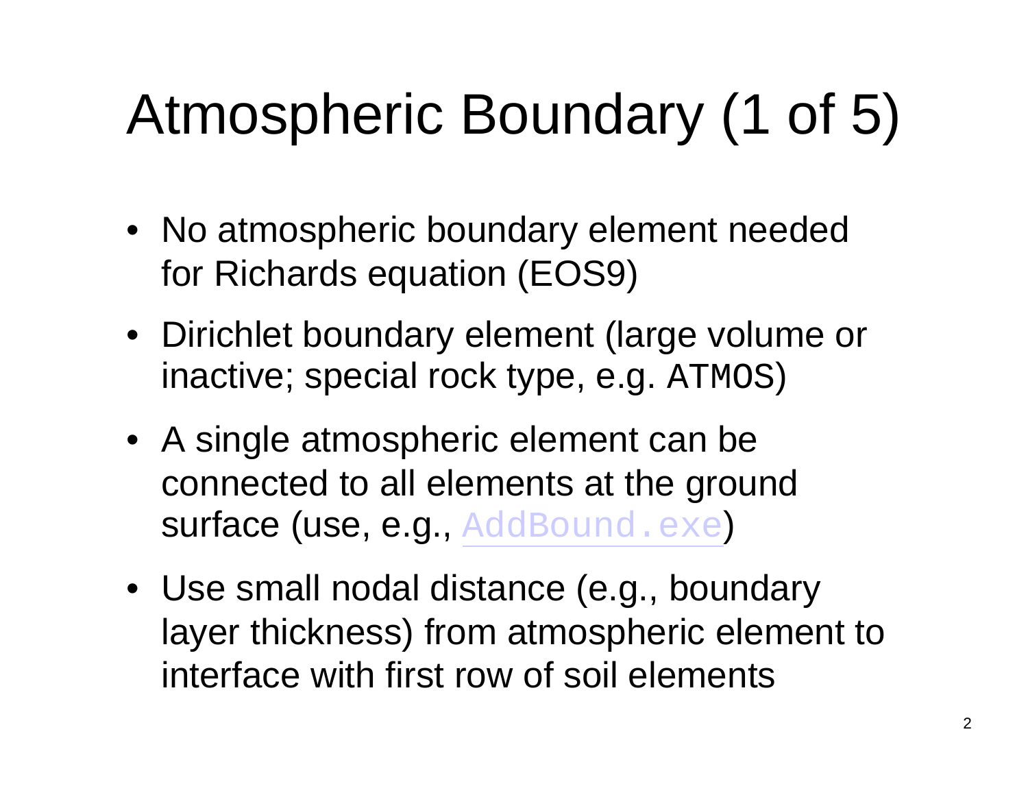# Atmospheric Boundary (1 of 5)

- No atmospheric boundary element needed for Richards equation (EOS9)
- Dirichlet boundary element (large volume or inactive; special rock type, e.g. `ATMOS`)
- A single atmospheric element can be connected to all elements at the ground surface (use, e.g., `AddBound.exe`)
- Use small nodal distance (e.g., boundary layer thickness) from atmospheric element to interface with first row of soil elements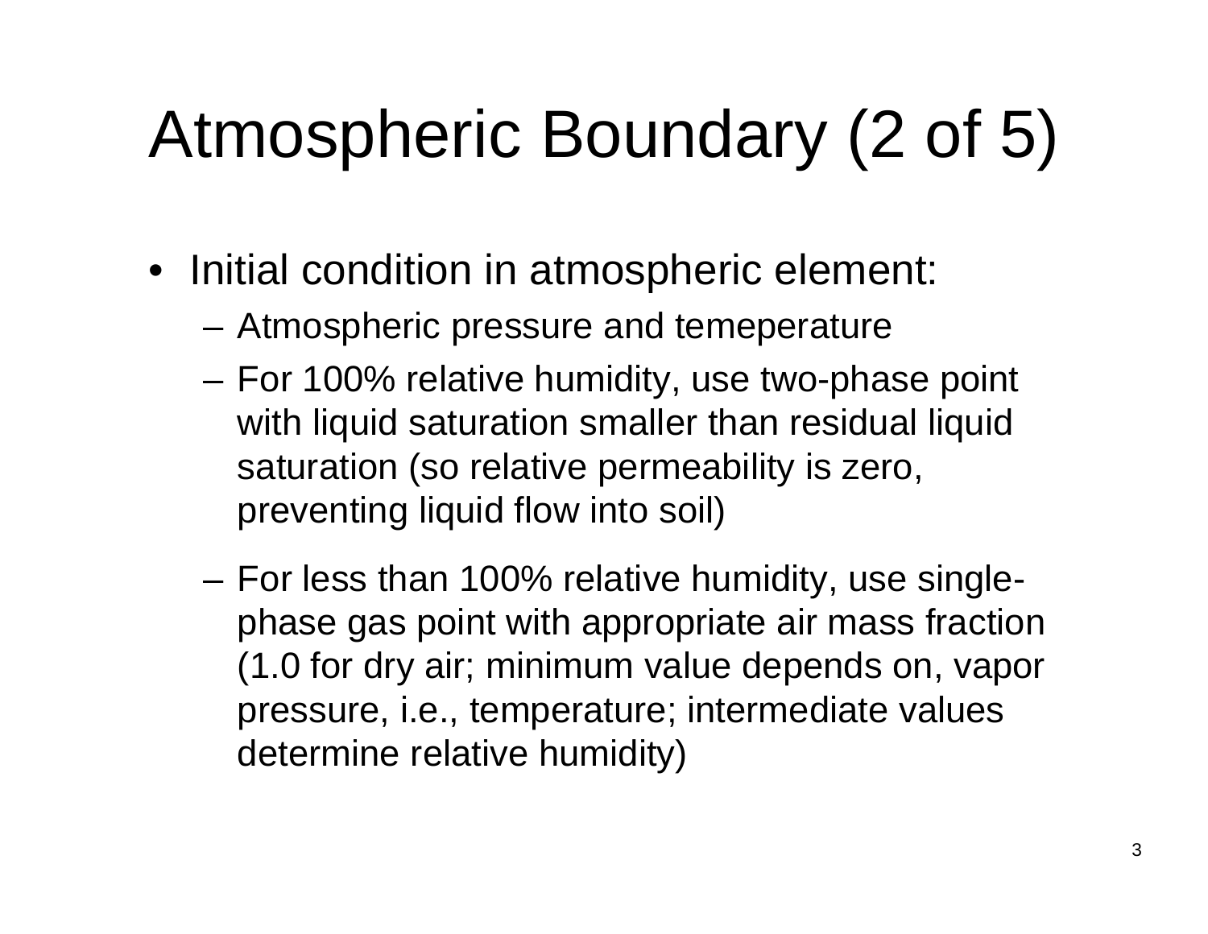# Atmospheric Boundary (2 of 5)

- Initial condition in atmospheric element:
  - Atmospheric pressure and temeperature
  - For 100% relative humidity, use two-phase point with liquid saturation smaller than residual liquid saturation (so relative permeability is zero, preventing liquid flow into soil)
  - For less than 100% relative humidity, use single-phase gas point with appropriate air mass fraction (1.0 for dry air; minimum value depends on, vapor pressure, i.e., temperature; intermediate values determine relative humidity)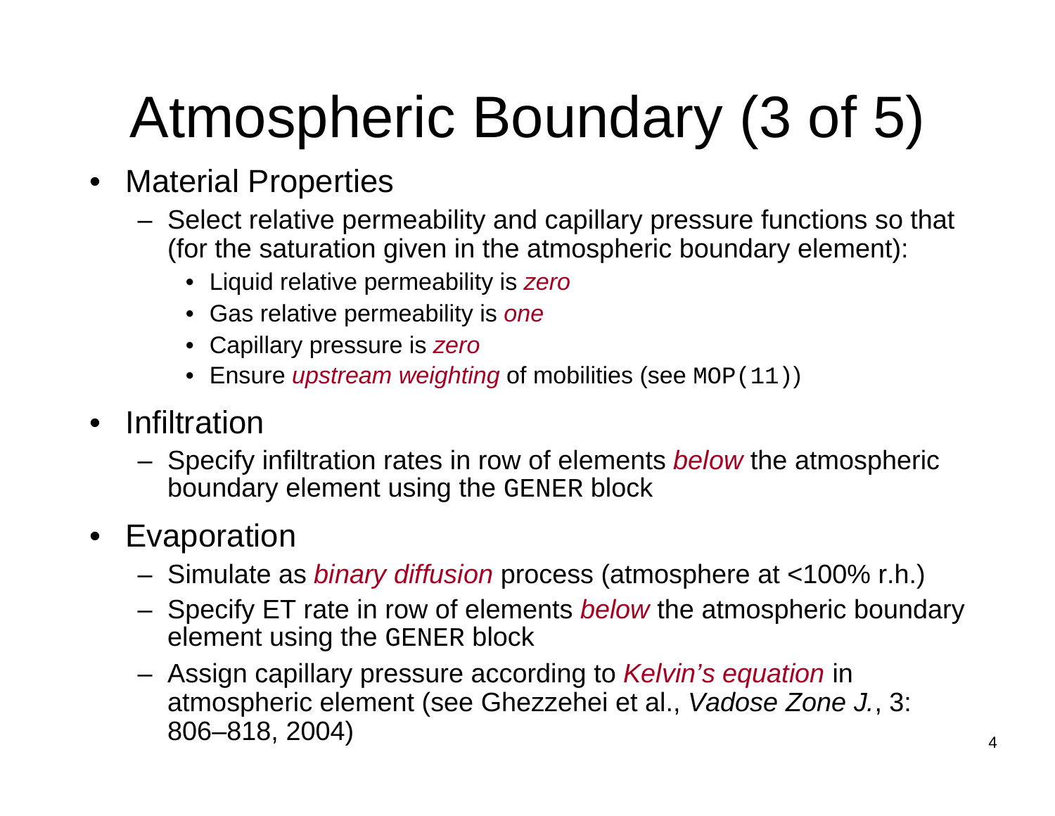# Atmospheric Boundary (3 of 5)

- Material Properties
  - Select relative permeability and capillary pressure functions so that (for the saturation given in the atmospheric boundary element):
    - Liquid relative permeability is *zero*
    - Gas relative permeability is *one*
    - Capillary pressure is *zero*
    - Ensure *upstream weighting* of mobilities (see `MOP(11)`)
- Infiltration
  - Specify infiltration rates in row of elements *below* the atmospheric boundary element using the `GENER` block
- Evaporation
  - Simulate as *binary diffusion* process (atmosphere at <100% r.h.)
  - Specify ET rate in row of elements *below* the atmospheric boundary element using the `GENER` block
  - Assign capillary pressure according to *Kelvin's equation* in atmospheric element (see Ghezzehei et al., *Vadose Zone J.*, 3: 806–818, 2004)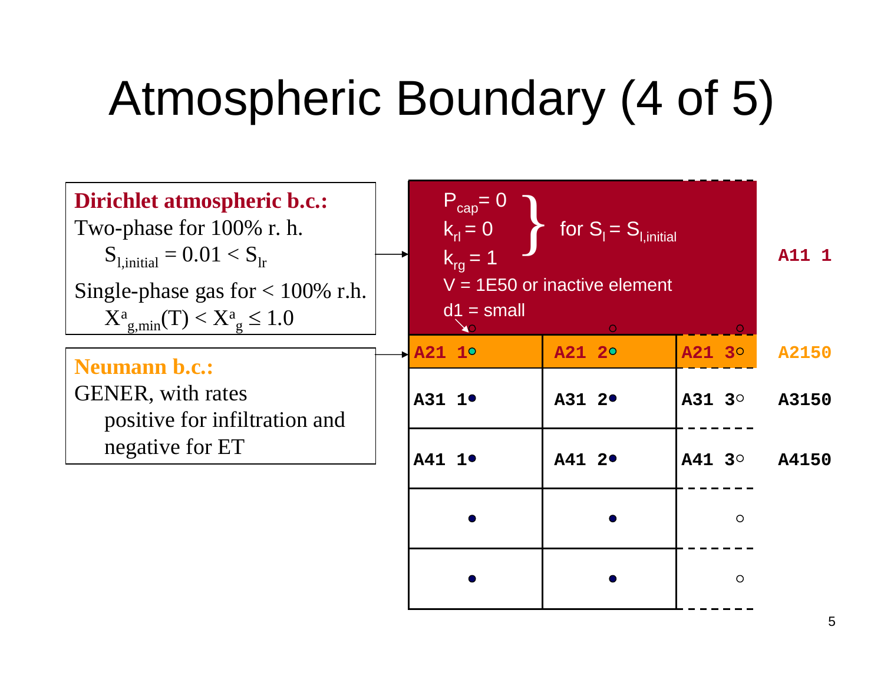# Atmospheric Boundary (4 of 5)

**Dirichlet atmospheric b.c.:**

Two-phase for 100% r. h.

$S_{l,initial} = 0.01 < S_{lr}$

Single-phase gas for < 100% r.h.

$X^a_{g,min}(T) < X^a_g \leq 1.0$

**Neumann b.c.:**

GENER, with rates positive for infiltration and negative for ET

$P_{cap} = 0$, $k_{rl} = 0$, $k_{rg} = 1$ for $S_l = S_{l,initial}$

V = 1E50 or inactive element

d1 = small

A11 1

| A21 1 | A21 2 | A21 3 | A2150 |
|---|---|---|---|
| A31 1 | A31 2 | A31 3 | A3150 |
| A41 1 | A41 2 | A41 3 | A4150 |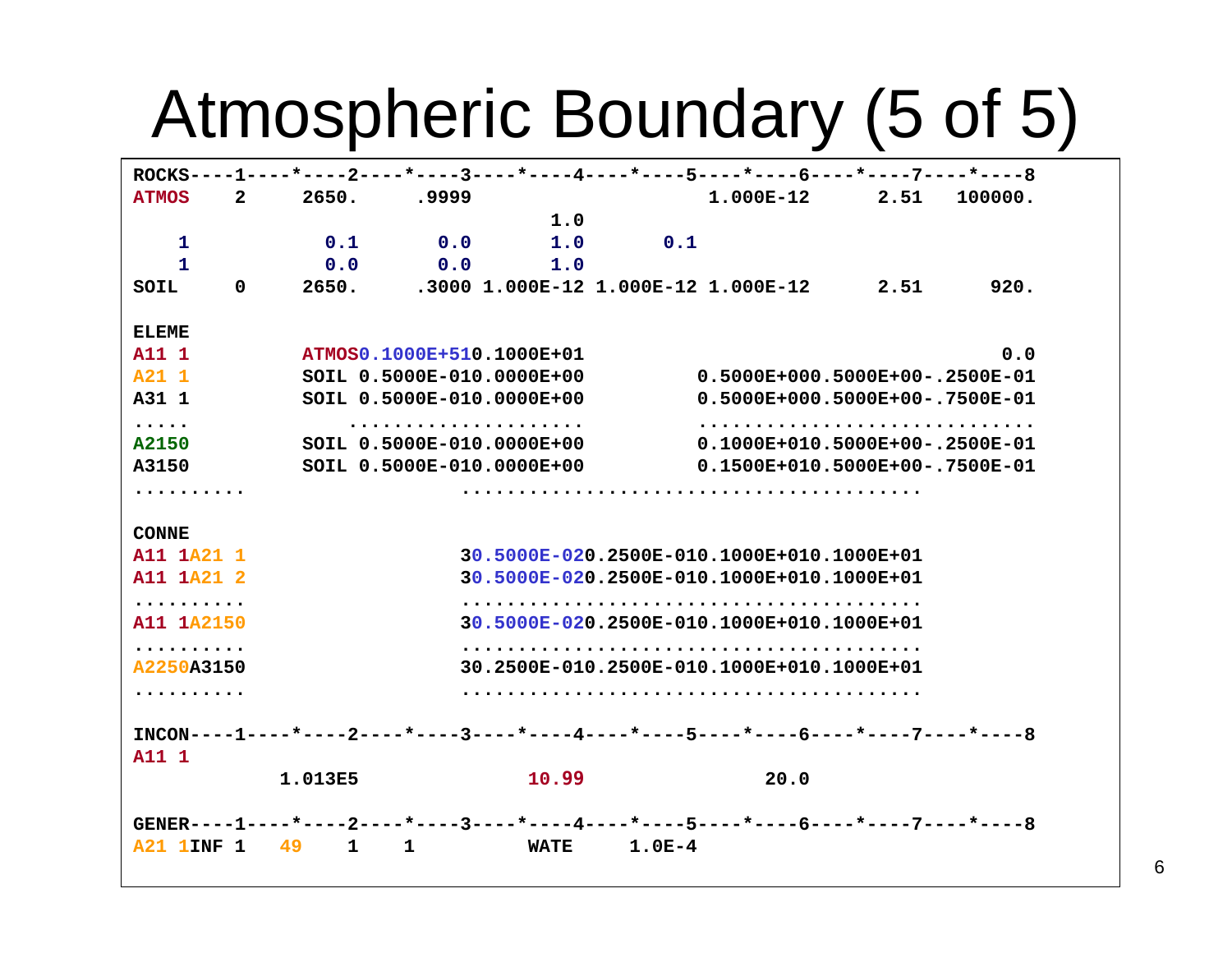# Atmospheric Boundary (5 of 5)

```
ROCKS----1----*----2----*----3----*----4----*----5----*----6----*----7----*----8
ATMOS    2     2650.     .9999                     1.000E-12      2.51   100000.
                                   1.0
   1          0.1       0.0       1.0       0.1
   1          0.0       0.0       1.0
SOIL     0     2650.     .3000 1.000E-12 1.000E-12 1.000E-12      2.51      920.

ELEME
A11 1          ATMOS0.1000E+510.1000E+01                                     0.0
A21 1          SOIL 0.5000E-010.0000E+00          0.5000E+000.5000E+00-.2500E-01
A31 1          SOIL 0.5000E-010.0000E+00          0.5000E+000.5000E+00-.7500E-01
.....              ....................           ..............................
A2150          SOIL 0.5000E-010.0000E+00          0.1000E+010.5000E+00-.2500E-01
A3150          SOIL 0.5000E-010.0000E+00          0.1500E+010.5000E+00-.7500E-01
..........                    .........................................

CONNE
A11 1A21 1                    30.5000E-020.2500E-010.1000E+010.1000E+01
A11 1A21 2                    30.5000E-020.2500E-010.1000E+010.1000E+01
..........                    .........................................
A11 1A2150                    30.5000E-020.2500E-010.1000E+010.1000E+01
..........                    .........................................
A2250A3150                    30.2500E-010.2500E-010.1000E+010.1000E+01
..........                    .........................................

INCON----1----*----2----*----3----*----4----*----5----*----6----*----7----*----8
A11 1
             1.013E5              10.99               20.0

GENER----1----*----2----*----3----*----4----*----5----*----6----*----7----*----8
A21 1INF 1   49    1    1         WATE      1.0E-4
```